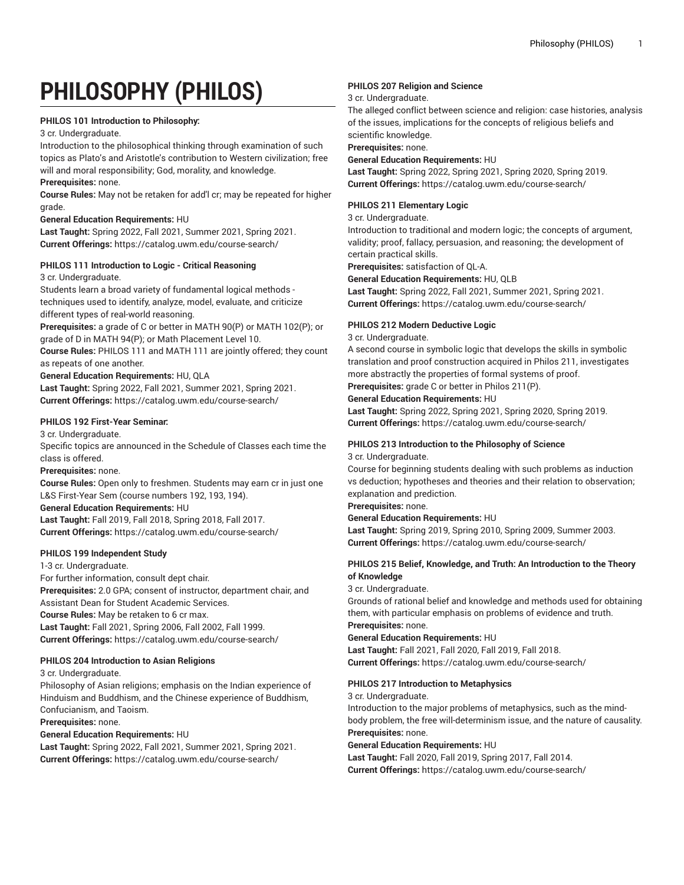# PHILOSOPHY (PHILOS)

**PHILOS 101 Introduction to Philosophy:**

3 cr. Undergraduate.

Introduction to the philosophical thinking through examination of such topics as Plato's and Aristotle's contribution to Western civilization; free will and moral responsibility; God, morality, and knowledge.

**Prerequisites:** none.

**Course Rules:** May not be retaken for add'l cr; may be repeated for higher grade.

**General Education Requirements:** HU

**Last Taught:** Spring 2022, Fall 2021, Summer 2021, Spring 2021.

**Current Offerings:** https://catalog.uwm.edu/course-search/

**PHILOS 111 Introduction to Logic - Critical Reasoning**

3 cr. Undergraduate.

Students learn a broad variety of fundamental logical methods - techniques used to identify, analyze, model, evaluate, and criticize different types of real-world reasoning.

**Prerequisites:** a grade of C or better in MATH 90(P) or MATH 102(P); or grade of D in MATH 94(P); or Math Placement Level 10.

**Course Rules:** PHILOS 111 and MATH 111 are jointly offered; they count as repeats of one another.

**General Education Requirements:** HU, QLA

**Last Taught:** Spring 2022, Fall 2021, Summer 2021, Spring 2021.

**Current Offerings:** https://catalog.uwm.edu/course-search/

**PHILOS 192 First-Year Seminar:**

3 cr. Undergraduate.

Specific topics are announced in the Schedule of Classes each time the class is offered.

**Prerequisites:** none.

**Course Rules:** Open only to freshmen. Students may earn cr in just one L&S First-Year Sem (course numbers 192, 193, 194).

**General Education Requirements:** HU

**Last Taught:** Fall 2019, Fall 2018, Spring 2018, Fall 2017.

**Current Offerings:** https://catalog.uwm.edu/course-search/

**PHILOS 199 Independent Study**

1-3 cr. Undergraduate.

For further information, consult dept chair.

**Prerequisites:** 2.0 GPA; consent of instructor, department chair, and Assistant Dean for Student Academic Services.

**Course Rules:** May be retaken to 6 cr max.

**Last Taught:** Fall 2021, Spring 2006, Fall 2002, Fall 1999.

**Current Offerings:** https://catalog.uwm.edu/course-search/

**PHILOS 204 Introduction to Asian Religions**

3 cr. Undergraduate.

Philosophy of Asian religions; emphasis on the Indian experience of Hinduism and Buddhism, and the Chinese experience of Buddhism, Confucianism, and Taoism.

**Prerequisites:** none.

**General Education Requirements:** HU

**Last Taught:** Spring 2022, Fall 2021, Summer 2021, Spring 2021.

**Current Offerings:** https://catalog.uwm.edu/course-search/

**PHILOS 207 Religion and Science**

3 cr. Undergraduate.

The alleged conflict between science and religion: case histories, analysis of the issues, implications for the concepts of religious beliefs and scientific knowledge.

**Prerequisites:** none.

**General Education Requirements:** HU

**Last Taught:** Spring 2022, Spring 2021, Spring 2020, Spring 2019.

**Current Offerings:** https://catalog.uwm.edu/course-search/

**PHILOS 211 Elementary Logic**

3 cr. Undergraduate.

Introduction to traditional and modern logic; the concepts of argument, validity; proof, fallacy, persuasion, and reasoning; the development of certain practical skills.

**Prerequisites:** satisfaction of QL-A.

**General Education Requirements:** HU, QLB

**Last Taught:** Spring 2022, Fall 2021, Summer 2021, Spring 2021.

**Current Offerings:** https://catalog.uwm.edu/course-search/

**PHILOS 212 Modern Deductive Logic**

3 cr. Undergraduate.

A second course in symbolic logic that develops the skills in symbolic translation and proof construction acquired in Philos 211, investigates more abstractly the properties of formal systems of proof.

**Prerequisites:** grade C or better in Philos 211(P).

**General Education Requirements:** HU

**Last Taught:** Spring 2022, Spring 2021, Spring 2020, Spring 2019.

**Current Offerings:** https://catalog.uwm.edu/course-search/

**PHILOS 213 Introduction to the Philosophy of Science**

3 cr. Undergraduate.

Course for beginning students dealing with such problems as induction vs deduction; hypotheses and theories and their relation to observation; explanation and prediction.

**Prerequisites:** none.

**General Education Requirements:** HU

**Last Taught:** Spring 2019, Spring 2010, Spring 2009, Summer 2003.

**Current Offerings:** https://catalog.uwm.edu/course-search/

**PHILOS 215 Belief, Knowledge, and Truth: An Introduction to the Theory of Knowledge**

3 cr. Undergraduate.

Grounds of rational belief and knowledge and methods used for obtaining them, with particular emphasis on problems of evidence and truth.

**Prerequisites:** none.

**General Education Requirements:** HU

**Last Taught:** Fall 2021, Fall 2020, Fall 2019, Fall 2018.

**Current Offerings:** https://catalog.uwm.edu/course-search/

**PHILOS 217 Introduction to Metaphysics**

3 cr. Undergraduate.

Introduction to the major problems of metaphysics, such as the mind-body problem, the free will-determinism issue, and the nature of causality.

**Prerequisites:** none.

**General Education Requirements:** HU

**Last Taught:** Fall 2020, Fall 2019, Spring 2017, Fall 2014.

**Current Offerings:** https://catalog.uwm.edu/course-search/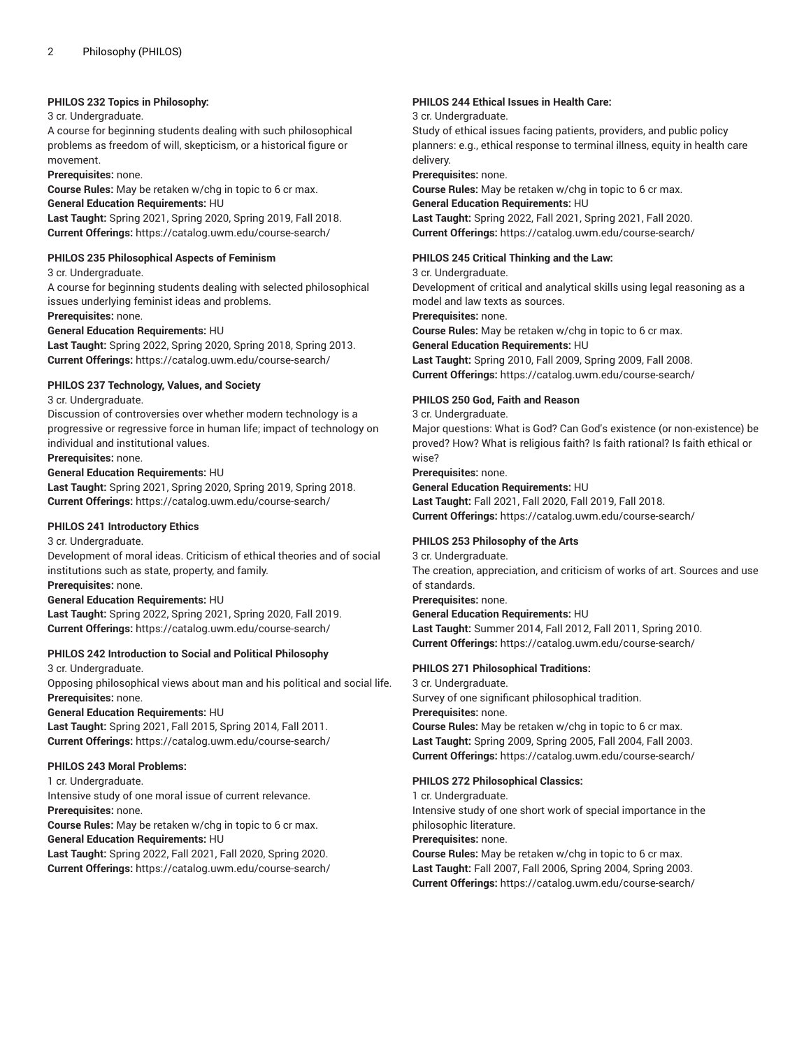**PHILOS 232 Topics in Philosophy:**

3 cr. Undergraduate.

A course for beginning students dealing with such philosophical problems as freedom of will, skepticism, or a historical figure or movement.

**Prerequisites:** none.

**Course Rules:** May be retaken w/chg in topic to 6 cr max.

**General Education Requirements:** HU

**Last Taught:** Spring 2021, Spring 2020, Spring 2019, Fall 2018.

**Current Offerings:** https://catalog.uwm.edu/course-search/

**PHILOS 235 Philosophical Aspects of Feminism**

3 cr. Undergraduate.

A course for beginning students dealing with selected philosophical issues underlying feminist ideas and problems.

**Prerequisites:** none.

**General Education Requirements:** HU

**Last Taught:** Spring 2022, Spring 2020, Spring 2018, Spring 2013.

**Current Offerings:** https://catalog.uwm.edu/course-search/

**PHILOS 237 Technology, Values, and Society**

3 cr. Undergraduate.

Discussion of controversies over whether modern technology is a progressive or regressive force in human life; impact of technology on individual and institutional values.

**Prerequisites:** none.

**General Education Requirements:** HU

**Last Taught:** Spring 2021, Spring 2020, Spring 2019, Spring 2018.

**Current Offerings:** https://catalog.uwm.edu/course-search/

**PHILOS 241 Introductory Ethics**

3 cr. Undergraduate.

Development of moral ideas. Criticism of ethical theories and of social institutions such as state, property, and family.

**Prerequisites:** none.

**General Education Requirements:** HU

**Last Taught:** Spring 2022, Spring 2021, Spring 2020, Fall 2019.

**Current Offerings:** https://catalog.uwm.edu/course-search/

**PHILOS 242 Introduction to Social and Political Philosophy**

3 cr. Undergraduate.

Opposing philosophical views about man and his political and social life.

**Prerequisites:** none.

**General Education Requirements:** HU

**Last Taught:** Spring 2021, Fall 2015, Spring 2014, Fall 2011.

**Current Offerings:** https://catalog.uwm.edu/course-search/

**PHILOS 243 Moral Problems:**

1 cr. Undergraduate.

Intensive study of one moral issue of current relevance.

**Prerequisites:** none.

**Course Rules:** May be retaken w/chg in topic to 6 cr max.

**General Education Requirements:** HU

**Last Taught:** Spring 2022, Fall 2021, Fall 2020, Spring 2020.

**Current Offerings:** https://catalog.uwm.edu/course-search/

**PHILOS 244 Ethical Issues in Health Care:**

3 cr. Undergraduate.

Study of ethical issues facing patients, providers, and public policy planners: e.g., ethical response to terminal illness, equity in health care delivery.

**Prerequisites:** none.

**Course Rules:** May be retaken w/chg in topic to 6 cr max.

**General Education Requirements:** HU

**Last Taught:** Spring 2022, Fall 2021, Spring 2021, Fall 2020.

**Current Offerings:** https://catalog.uwm.edu/course-search/

**PHILOS 245 Critical Thinking and the Law:**

3 cr. Undergraduate.

Development of critical and analytical skills using legal reasoning as a model and law texts as sources.

**Prerequisites:** none.

**Course Rules:** May be retaken w/chg in topic to 6 cr max.

**General Education Requirements:** HU

**Last Taught:** Spring 2010, Fall 2009, Spring 2009, Fall 2008.

**Current Offerings:** https://catalog.uwm.edu/course-search/

**PHILOS 250 God, Faith and Reason**

3 cr. Undergraduate.

Major questions: What is God? Can God's existence (or non-existence) be proved? How? What is religious faith? Is faith rational? Is faith ethical or wise?

**Prerequisites:** none.

**General Education Requirements:** HU

**Last Taught:** Fall 2021, Fall 2020, Fall 2019, Fall 2018.

**Current Offerings:** https://catalog.uwm.edu/course-search/

**PHILOS 253 Philosophy of the Arts**

3 cr. Undergraduate.

The creation, appreciation, and criticism of works of art. Sources and use of standards.

**Prerequisites:** none.

**General Education Requirements:** HU

**Last Taught:** Summer 2014, Fall 2012, Fall 2011, Spring 2010.

**Current Offerings:** https://catalog.uwm.edu/course-search/

**PHILOS 271 Philosophical Traditions:**

3 cr. Undergraduate.

Survey of one significant philosophical tradition.

**Prerequisites:** none.

**Course Rules:** May be retaken w/chg in topic to 6 cr max.

**Last Taught:** Spring 2009, Spring 2005, Fall 2004, Fall 2003.

**Current Offerings:** https://catalog.uwm.edu/course-search/

**PHILOS 272 Philosophical Classics:**

1 cr. Undergraduate.

Intensive study of one short work of special importance in the philosophic literature.

**Prerequisites:** none.

**Course Rules:** May be retaken w/chg in topic to 6 cr max.

**Last Taught:** Fall 2007, Fall 2006, Spring 2004, Spring 2003.

**Current Offerings:** https://catalog.uwm.edu/course-search/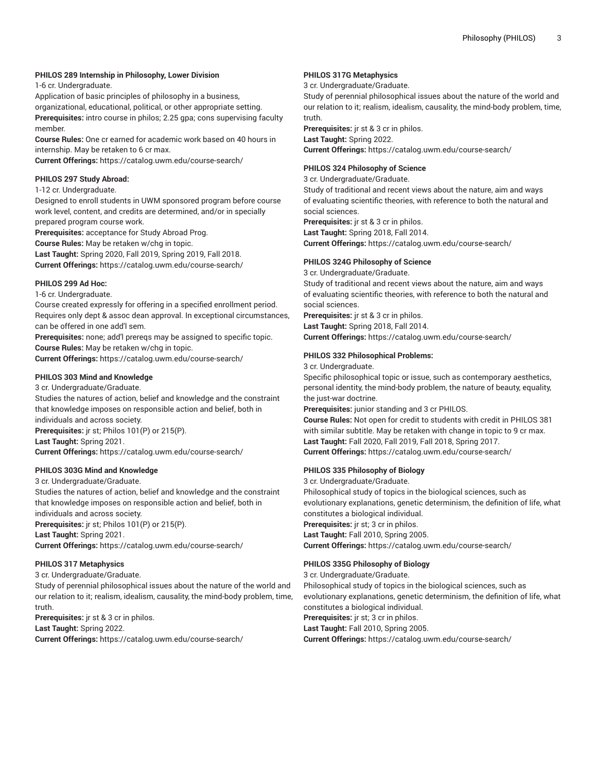#### PHILOS 289 Internship in Philosophy, Lower Division

1-6 cr. Undergraduate.

Application of basic principles of philosophy in a business, organizational, educational, political, or other appropriate setting.

**Prerequisites:** intro course in philos; 2.25 gpa; cons supervising faculty member.

**Course Rules:** One cr earned for academic work based on 40 hours in internship. May be retaken to 6 cr max.

**Current Offerings:** https://catalog.uwm.edu/course-search/

#### PHILOS 297 Study Abroad:

1-12 cr. Undergraduate.

Designed to enroll students in UWM sponsored program before course work level, content, and credits are determined, and/or in specially prepared program course work.

**Prerequisites:** acceptance for Study Abroad Prog.

**Course Rules:** May be retaken w/chg in topic.

**Last Taught:** Spring 2020, Fall 2019, Spring 2019, Fall 2018.

**Current Offerings:** https://catalog.uwm.edu/course-search/

#### PHILOS 299 Ad Hoc:

1-6 cr. Undergraduate.

Course created expressly for offering in a specified enrollment period. Requires only dept & assoc dean approval. In exceptional circumstances, can be offered in one add'l sem.

**Prerequisites:** none; add'l prereqs may be assigned to specific topic.

**Course Rules:** May be retaken w/chg in topic.

**Current Offerings:** https://catalog.uwm.edu/course-search/

#### PHILOS 303 Mind and Knowledge

3 cr. Undergraduate/Graduate.

Studies the natures of action, belief and knowledge and the constraint that knowledge imposes on responsible action and belief, both in individuals and across society.

**Prerequisites:** jr st; Philos 101(P) or 215(P).

**Last Taught:** Spring 2021.

**Current Offerings:** https://catalog.uwm.edu/course-search/

#### PHILOS 303G Mind and Knowledge

3 cr. Undergraduate/Graduate.

Studies the natures of action, belief and knowledge and the constraint that knowledge imposes on responsible action and belief, both in individuals and across society.

**Prerequisites:** jr st; Philos 101(P) or 215(P).

**Last Taught:** Spring 2021.

**Current Offerings:** https://catalog.uwm.edu/course-search/

#### PHILOS 317 Metaphysics

3 cr. Undergraduate/Graduate.

Study of perennial philosophical issues about the nature of the world and our relation to it; realism, idealism, causality, the mind-body problem, time, truth.

**Prerequisites:** jr st & 3 cr in philos.

**Last Taught:** Spring 2022.

**Current Offerings:** https://catalog.uwm.edu/course-search/

#### PHILOS 317G Metaphysics

3 cr. Undergraduate/Graduate.

Study of perennial philosophical issues about the nature of the world and our relation to it; realism, idealism, causality, the mind-body problem, time, truth.

**Prerequisites:** jr st & 3 cr in philos.

**Last Taught:** Spring 2022.

**Current Offerings:** https://catalog.uwm.edu/course-search/

#### PHILOS 324 Philosophy of Science

3 cr. Undergraduate/Graduate.

Study of traditional and recent views about the nature, aim and ways of evaluating scientific theories, with reference to both the natural and social sciences.

**Prerequisites:** jr st & 3 cr in philos.

**Last Taught:** Spring 2018, Fall 2014.

**Current Offerings:** https://catalog.uwm.edu/course-search/

#### PHILOS 324G Philosophy of Science

3 cr. Undergraduate/Graduate.

Study of traditional and recent views about the nature, aim and ways of evaluating scientific theories, with reference to both the natural and social sciences.

**Prerequisites:** jr st & 3 cr in philos.

**Last Taught:** Spring 2018, Fall 2014.

**Current Offerings:** https://catalog.uwm.edu/course-search/

#### PHILOS 332 Philosophical Problems:

3 cr. Undergraduate.

Specific philosophical topic or issue, such as contemporary aesthetics, personal identity, the mind-body problem, the nature of beauty, equality, the just-war doctrine.

**Prerequisites:** junior standing and 3 cr PHILOS.

**Course Rules:** Not open for credit to students with credit in PHILOS 381 with similar subtitle. May be retaken with change in topic to 9 cr max.

**Last Taught:** Fall 2020, Fall 2019, Fall 2018, Spring 2017.

**Current Offerings:** https://catalog.uwm.edu/course-search/

#### PHILOS 335 Philosophy of Biology

3 cr. Undergraduate/Graduate.

Philosophical study of topics in the biological sciences, such as evolutionary explanations, genetic determinism, the definition of life, what constitutes a biological individual.

**Prerequisites:** jr st; 3 cr in philos.

**Last Taught:** Fall 2010, Spring 2005.

**Current Offerings:** https://catalog.uwm.edu/course-search/

#### PHILOS 335G Philosophy of Biology

3 cr. Undergraduate/Graduate.

Philosophical study of topics in the biological sciences, such as evolutionary explanations, genetic determinism, the definition of life, what constitutes a biological individual.

**Prerequisites:** jr st; 3 cr in philos.

**Last Taught:** Fall 2010, Spring 2005.

**Current Offerings:** https://catalog.uwm.edu/course-search/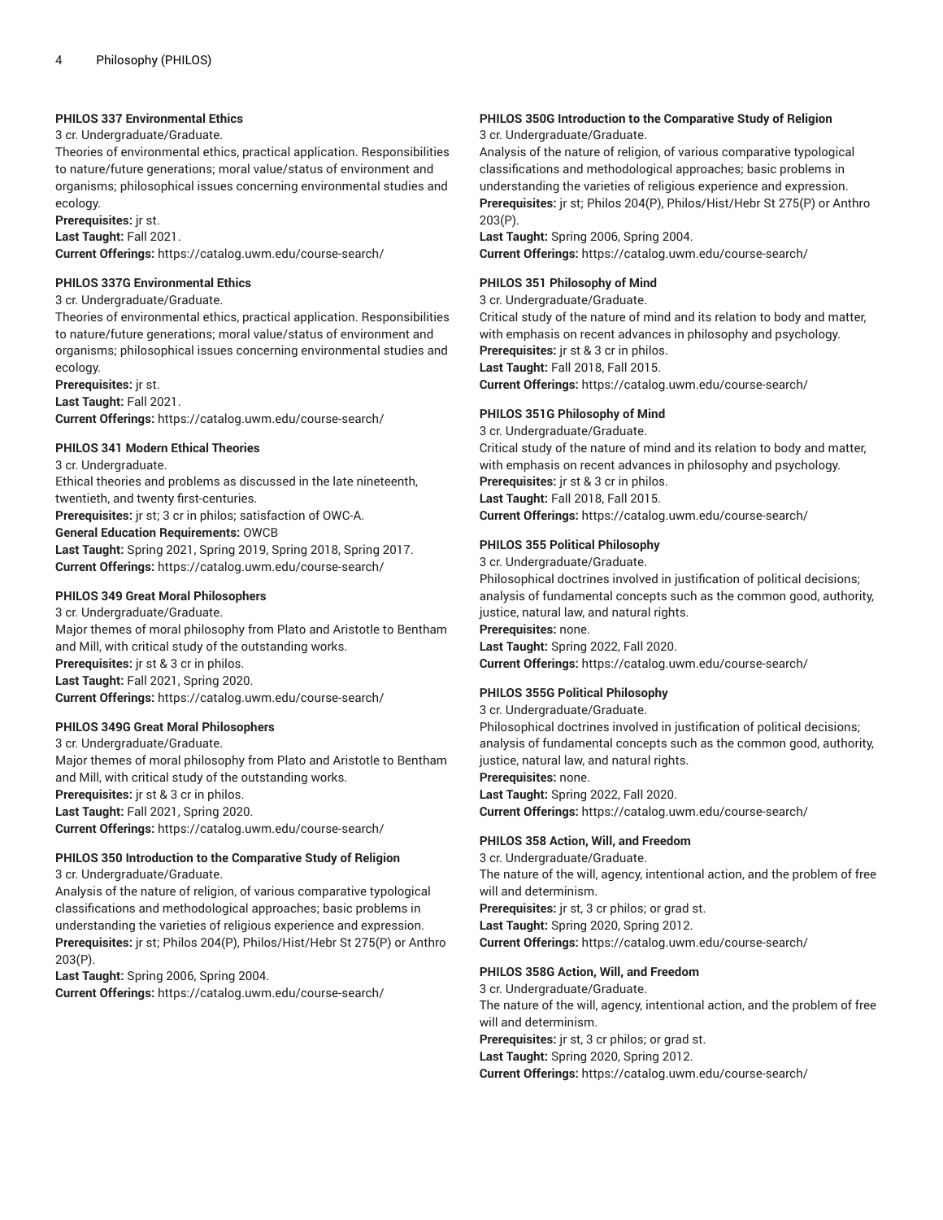#### PHILOS 337 Environmental Ethics

3 cr. Undergraduate/Graduate.

Theories of environmental ethics, practical application. Responsibilities to nature/future generations; moral value/status of environment and organisms; philosophical issues concerning environmental studies and ecology.

**Prerequisites:** jr st.

**Last Taught:** Fall 2021.

**Current Offerings:** https://catalog.uwm.edu/course-search/

#### PHILOS 337G Environmental Ethics

3 cr. Undergraduate/Graduate.

Theories of environmental ethics, practical application. Responsibilities to nature/future generations; moral value/status of environment and organisms; philosophical issues concerning environmental studies and ecology.

**Prerequisites:** jr st.

**Last Taught:** Fall 2021.

**Current Offerings:** https://catalog.uwm.edu/course-search/

#### PHILOS 341 Modern Ethical Theories

3 cr. Undergraduate.

Ethical theories and problems as discussed in the late nineteenth, twentieth, and twenty first-centuries.

**Prerequisites:** jr st; 3 cr in philos; satisfaction of OWC-A.

**General Education Requirements:** OWCB

**Last Taught:** Spring 2021, Spring 2019, Spring 2018, Spring 2017.

**Current Offerings:** https://catalog.uwm.edu/course-search/

#### PHILOS 349 Great Moral Philosophers

3 cr. Undergraduate/Graduate.

Major themes of moral philosophy from Plato and Aristotle to Bentham and Mill, with critical study of the outstanding works.

**Prerequisites:** jr st & 3 cr in philos.

**Last Taught:** Fall 2021, Spring 2020.

**Current Offerings:** https://catalog.uwm.edu/course-search/

#### PHILOS 349G Great Moral Philosophers

3 cr. Undergraduate/Graduate.

Major themes of moral philosophy from Plato and Aristotle to Bentham and Mill, with critical study of the outstanding works.

**Prerequisites:** jr st & 3 cr in philos.

**Last Taught:** Fall 2021, Spring 2020.

**Current Offerings:** https://catalog.uwm.edu/course-search/

#### PHILOS 350 Introduction to the Comparative Study of Religion

3 cr. Undergraduate/Graduate.

Analysis of the nature of religion, of various comparative typological classifications and methodological approaches; basic problems in understanding the varieties of religious experience and expression.

**Prerequisites:** jr st; Philos 204(P), Philos/Hist/Hebr St 275(P) or Anthro 203(P).

**Last Taught:** Spring 2006, Spring 2004.

**Current Offerings:** https://catalog.uwm.edu/course-search/

#### PHILOS 350G Introduction to the Comparative Study of Religion

3 cr. Undergraduate/Graduate.

Analysis of the nature of religion, of various comparative typological classifications and methodological approaches; basic problems in understanding the varieties of religious experience and expression.

**Prerequisites:** jr st; Philos 204(P), Philos/Hist/Hebr St 275(P) or Anthro 203(P).

**Last Taught:** Spring 2006, Spring 2004.

**Current Offerings:** https://catalog.uwm.edu/course-search/

#### PHILOS 351 Philosophy of Mind

3 cr. Undergraduate/Graduate.

Critical study of the nature of mind and its relation to body and matter, with emphasis on recent advances in philosophy and psychology.

**Prerequisites:** jr st & 3 cr in philos.

**Last Taught:** Fall 2018, Fall 2015.

**Current Offerings:** https://catalog.uwm.edu/course-search/

#### PHILOS 351G Philosophy of Mind

3 cr. Undergraduate/Graduate.

Critical study of the nature of mind and its relation to body and matter, with emphasis on recent advances in philosophy and psychology.

**Prerequisites:** jr st & 3 cr in philos.

**Last Taught:** Fall 2018, Fall 2015.

**Current Offerings:** https://catalog.uwm.edu/course-search/

#### PHILOS 355 Political Philosophy

3 cr. Undergraduate/Graduate.

Philosophical doctrines involved in justification of political decisions; analysis of fundamental concepts such as the common good, authority, justice, natural law, and natural rights.

**Prerequisites:** none.

**Last Taught:** Spring 2022, Fall 2020.

**Current Offerings:** https://catalog.uwm.edu/course-search/

#### PHILOS 355G Political Philosophy

3 cr. Undergraduate/Graduate.

Philosophical doctrines involved in justification of political decisions; analysis of fundamental concepts such as the common good, authority, justice, natural law, and natural rights.

**Prerequisites:** none.

**Last Taught:** Spring 2022, Fall 2020.

**Current Offerings:** https://catalog.uwm.edu/course-search/

#### PHILOS 358 Action, Will, and Freedom

3 cr. Undergraduate/Graduate.

The nature of the will, agency, intentional action, and the problem of free will and determinism.

**Prerequisites:** jr st, 3 cr philos; or grad st.

**Last Taught:** Spring 2020, Spring 2012.

**Current Offerings:** https://catalog.uwm.edu/course-search/

#### PHILOS 358G Action, Will, and Freedom

3 cr. Undergraduate/Graduate.

The nature of the will, agency, intentional action, and the problem of free will and determinism.

**Prerequisites:** jr st, 3 cr philos; or grad st.

**Last Taught:** Spring 2020, Spring 2012.

**Current Offerings:** https://catalog.uwm.edu/course-search/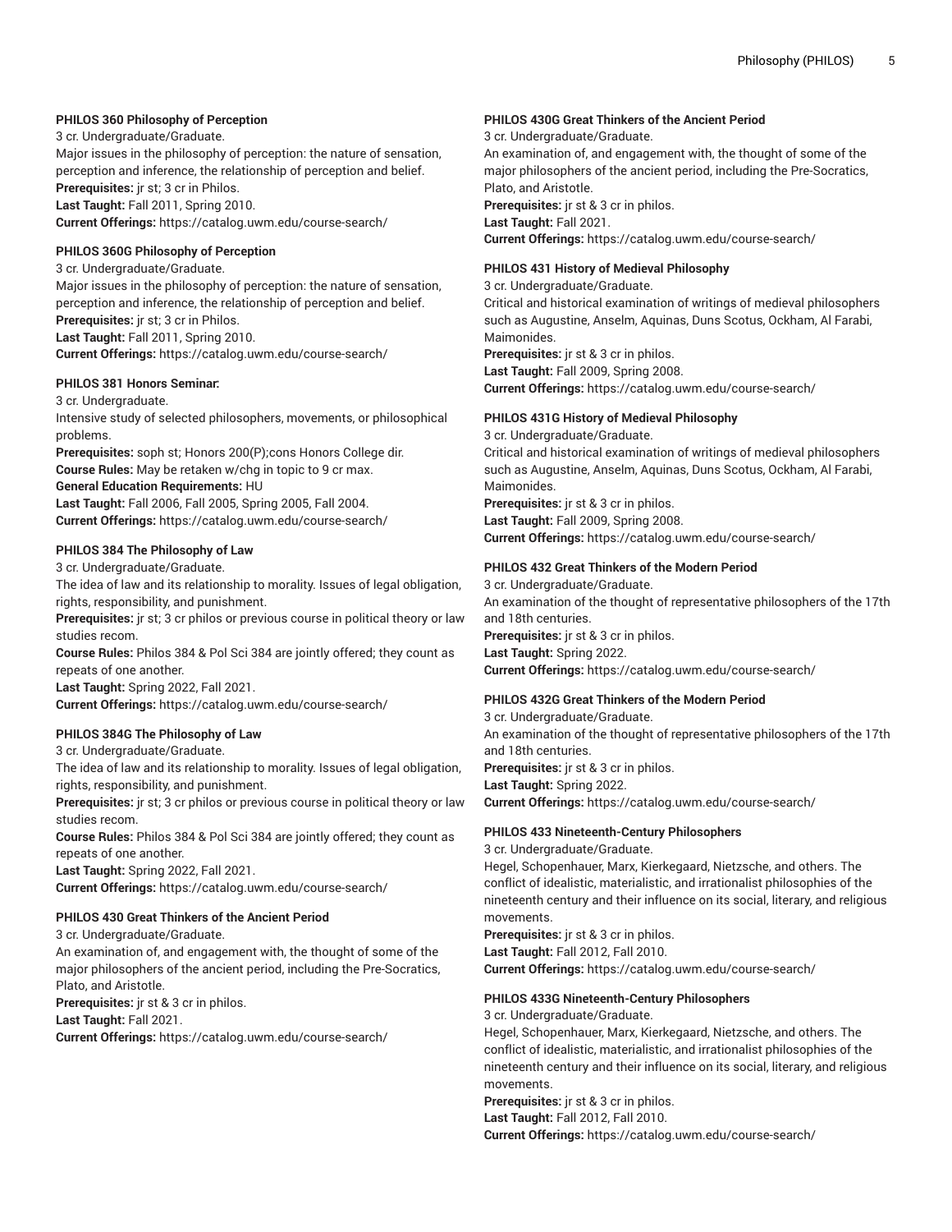#### PHILOS 360 Philosophy of Perception

3 cr. Undergraduate/Graduate.

Major issues in the philosophy of perception: the nature of sensation, perception and inference, the relationship of perception and belief.

**Prerequisites:** jr st; 3 cr in Philos.

**Last Taught:** Fall 2011, Spring 2010.

**Current Offerings:** https://catalog.uwm.edu/course-search/

#### PHILOS 360G Philosophy of Perception

3 cr. Undergraduate/Graduate.

Major issues in the philosophy of perception: the nature of sensation, perception and inference, the relationship of perception and belief.

**Prerequisites:** jr st; 3 cr in Philos.

**Last Taught:** Fall 2011, Spring 2010.

**Current Offerings:** https://catalog.uwm.edu/course-search/

#### PHILOS 381 Honors Seminar:

3 cr. Undergraduate.

Intensive study of selected philosophers, movements, or philosophical problems.

**Prerequisites:** soph st; Honors 200(P);cons Honors College dir.

**Course Rules:** May be retaken w/chg in topic to 9 cr max.

**General Education Requirements:** HU

**Last Taught:** Fall 2006, Fall 2005, Spring 2005, Fall 2004.

**Current Offerings:** https://catalog.uwm.edu/course-search/

#### PHILOS 384 The Philosophy of Law

3 cr. Undergraduate/Graduate.

The idea of law and its relationship to morality. Issues of legal obligation, rights, responsibility, and punishment.

**Prerequisites:** jr st; 3 cr philos or previous course in political theory or law studies recom.

**Course Rules:** Philos 384 & Pol Sci 384 are jointly offered; they count as repeats of one another.

**Last Taught:** Spring 2022, Fall 2021.

**Current Offerings:** https://catalog.uwm.edu/course-search/

#### PHILOS 384G The Philosophy of Law

3 cr. Undergraduate/Graduate.

The idea of law and its relationship to morality. Issues of legal obligation, rights, responsibility, and punishment.

**Prerequisites:** jr st; 3 cr philos or previous course in political theory or law studies recom.

**Course Rules:** Philos 384 & Pol Sci 384 are jointly offered; they count as repeats of one another.

**Last Taught:** Spring 2022, Fall 2021.

**Current Offerings:** https://catalog.uwm.edu/course-search/

#### PHILOS 430 Great Thinkers of the Ancient Period

3 cr. Undergraduate/Graduate.

An examination of, and engagement with, the thought of some of the major philosophers of the ancient period, including the Pre-Socratics, Plato, and Aristotle.

**Prerequisites:** jr st & 3 cr in philos.

**Last Taught:** Fall 2021.

**Current Offerings:** https://catalog.uwm.edu/course-search/

#### PHILOS 430G Great Thinkers of the Ancient Period

3 cr. Undergraduate/Graduate.

An examination of, and engagement with, the thought of some of the major philosophers of the ancient period, including the Pre-Socratics, Plato, and Aristotle.

**Prerequisites:** jr st & 3 cr in philos.

**Last Taught:** Fall 2021.

**Current Offerings:** https://catalog.uwm.edu/course-search/

#### PHILOS 431 History of Medieval Philosophy

3 cr. Undergraduate/Graduate.

Critical and historical examination of writings of medieval philosophers such as Augustine, Anselm, Aquinas, Duns Scotus, Ockham, Al Farabi, Maimonides.

**Prerequisites:** jr st & 3 cr in philos.

**Last Taught:** Fall 2009, Spring 2008.

**Current Offerings:** https://catalog.uwm.edu/course-search/

#### PHILOS 431G History of Medieval Philosophy

3 cr. Undergraduate/Graduate.

Critical and historical examination of writings of medieval philosophers such as Augustine, Anselm, Aquinas, Duns Scotus, Ockham, Al Farabi, Maimonides.

**Prerequisites:** jr st & 3 cr in philos.

**Last Taught:** Fall 2009, Spring 2008.

**Current Offerings:** https://catalog.uwm.edu/course-search/

#### PHILOS 432 Great Thinkers of the Modern Period

3 cr. Undergraduate/Graduate.

An examination of the thought of representative philosophers of the 17th and 18th centuries.

**Prerequisites:** jr st & 3 cr in philos.

**Last Taught:** Spring 2022.

**Current Offerings:** https://catalog.uwm.edu/course-search/

#### PHILOS 432G Great Thinkers of the Modern Period

3 cr. Undergraduate/Graduate.

An examination of the thought of representative philosophers of the 17th and 18th centuries.

**Prerequisites:** jr st & 3 cr in philos.

**Last Taught:** Spring 2022.

**Current Offerings:** https://catalog.uwm.edu/course-search/

#### PHILOS 433 Nineteenth-Century Philosophers

3 cr. Undergraduate/Graduate.

Hegel, Schopenhauer, Marx, Kierkegaard, Nietzsche, and others. The conflict of idealistic, materialistic, and irrationalist philosophies of the nineteenth century and their influence on its social, literary, and religious movements.

**Prerequisites:** jr st & 3 cr in philos.

**Last Taught:** Fall 2012, Fall 2010.

**Current Offerings:** https://catalog.uwm.edu/course-search/

#### PHILOS 433G Nineteenth-Century Philosophers

3 cr. Undergraduate/Graduate.

Hegel, Schopenhauer, Marx, Kierkegaard, Nietzsche, and others. The conflict of idealistic, materialistic, and irrationalist philosophies of the nineteenth century and their influence on its social, literary, and religious movements.

**Prerequisites:** jr st & 3 cr in philos.

**Last Taught:** Fall 2012, Fall 2010.

**Current Offerings:** https://catalog.uwm.edu/course-search/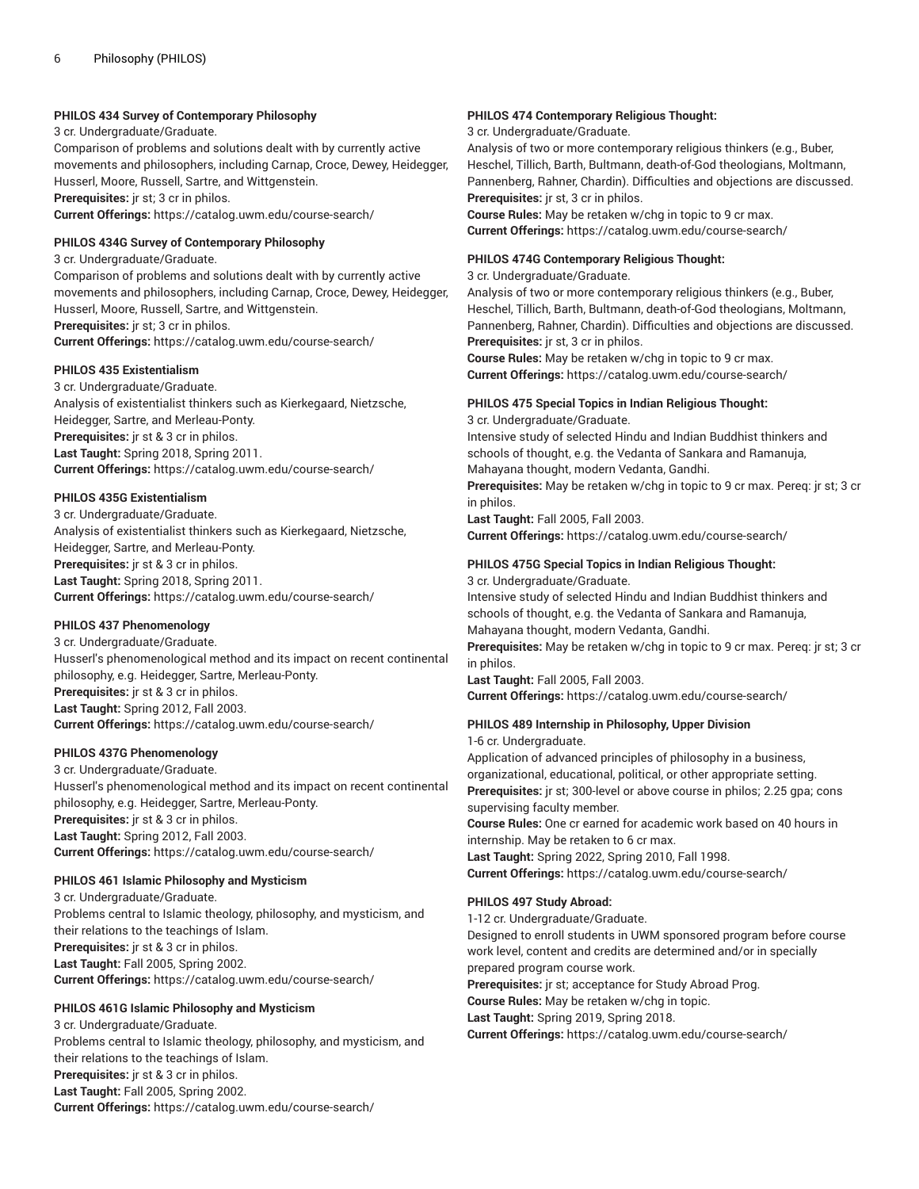#### PHILOS 434 Survey of Contemporary Philosophy

3 cr. Undergraduate/Graduate.

Comparison of problems and solutions dealt with by currently active movements and philosophers, including Carnap, Croce, Dewey, Heidegger, Husserl, Moore, Russell, Sartre, and Wittgenstein.

**Prerequisites:** jr st; 3 cr in philos.

**Current Offerings:** https://catalog.uwm.edu/course-search/

#### PHILOS 434G Survey of Contemporary Philosophy

3 cr. Undergraduate/Graduate.

Comparison of problems and solutions dealt with by currently active movements and philosophers, including Carnap, Croce, Dewey, Heidegger, Husserl, Moore, Russell, Sartre, and Wittgenstein.

**Prerequisites:** jr st; 3 cr in philos.

**Current Offerings:** https://catalog.uwm.edu/course-search/

#### PHILOS 435 Existentialism

3 cr. Undergraduate/Graduate.

Analysis of existentialist thinkers such as Kierkegaard, Nietzsche, Heidegger, Sartre, and Merleau-Ponty.

**Prerequisites:** jr st & 3 cr in philos.

**Last Taught:** Spring 2018, Spring 2011.

**Current Offerings:** https://catalog.uwm.edu/course-search/

#### PHILOS 435G Existentialism

3 cr. Undergraduate/Graduate.

Analysis of existentialist thinkers such as Kierkegaard, Nietzsche, Heidegger, Sartre, and Merleau-Ponty.

**Prerequisites:** jr st & 3 cr in philos.

**Last Taught:** Spring 2018, Spring 2011.

**Current Offerings:** https://catalog.uwm.edu/course-search/

#### PHILOS 437 Phenomenology

3 cr. Undergraduate/Graduate.

Husserl's phenomenological method and its impact on recent continental philosophy, e.g. Heidegger, Sartre, Merleau-Ponty.

**Prerequisites:** jr st & 3 cr in philos.

**Last Taught:** Spring 2012, Fall 2003.

**Current Offerings:** https://catalog.uwm.edu/course-search/

#### PHILOS 437G Phenomenology

3 cr. Undergraduate/Graduate.

Husserl's phenomenological method and its impact on recent continental philosophy, e.g. Heidegger, Sartre, Merleau-Ponty.

**Prerequisites:** jr st & 3 cr in philos.

**Last Taught:** Spring 2012, Fall 2003.

**Current Offerings:** https://catalog.uwm.edu/course-search/

#### PHILOS 461 Islamic Philosophy and Mysticism

3 cr. Undergraduate/Graduate.

Problems central to Islamic theology, philosophy, and mysticism, and their relations to the teachings of Islam.

**Prerequisites:** jr st & 3 cr in philos.

**Last Taught:** Fall 2005, Spring 2002.

**Current Offerings:** https://catalog.uwm.edu/course-search/

#### PHILOS 461G Islamic Philosophy and Mysticism

3 cr. Undergraduate/Graduate.

Problems central to Islamic theology, philosophy, and mysticism, and their relations to the teachings of Islam.

**Prerequisites:** jr st & 3 cr in philos.

**Last Taught:** Fall 2005, Spring 2002.

**Current Offerings:** https://catalog.uwm.edu/course-search/

#### PHILOS 474 Contemporary Religious Thought:

3 cr. Undergraduate/Graduate.

Analysis of two or more contemporary religious thinkers (e.g., Buber, Heschel, Tillich, Barth, Bultmann, death-of-God theologians, Moltmann, Pannenberg, Rahner, Chardin). Difficulties and objections are discussed.

**Prerequisites:** jr st, 3 cr in philos.

**Course Rules:** May be retaken w/chg in topic to 9 cr max.

**Current Offerings:** https://catalog.uwm.edu/course-search/

#### PHILOS 474G Contemporary Religious Thought:

3 cr. Undergraduate/Graduate.

Analysis of two or more contemporary religious thinkers (e.g., Buber, Heschel, Tillich, Barth, Bultmann, death-of-God theologians, Moltmann, Pannenberg, Rahner, Chardin). Difficulties and objections are discussed.

**Prerequisites:** jr st, 3 cr in philos.

**Course Rules:** May be retaken w/chg in topic to 9 cr max.

**Current Offerings:** https://catalog.uwm.edu/course-search/

#### PHILOS 475 Special Topics in Indian Religious Thought:

3 cr. Undergraduate/Graduate.

Intensive study of selected Hindu and Indian Buddhist thinkers and schools of thought, e.g. the Vedanta of Sankara and Ramanuja, Mahayana thought, modern Vedanta, Gandhi.

**Prerequisites:** May be retaken w/chg in topic to 9 cr max. Pereq: jr st; 3 cr in philos.

**Last Taught:** Fall 2005, Fall 2003.

**Current Offerings:** https://catalog.uwm.edu/course-search/

#### PHILOS 475G Special Topics in Indian Religious Thought:

3 cr. Undergraduate/Graduate.

Intensive study of selected Hindu and Indian Buddhist thinkers and schools of thought, e.g. the Vedanta of Sankara and Ramanuja, Mahayana thought, modern Vedanta, Gandhi.

**Prerequisites:** May be retaken w/chg in topic to 9 cr max. Pereq: jr st; 3 cr in philos.

**Last Taught:** Fall 2005, Fall 2003.

**Current Offerings:** https://catalog.uwm.edu/course-search/

#### PHILOS 489 Internship in Philosophy, Upper Division

1-6 cr. Undergraduate.

Application of advanced principles of philosophy in a business, organizational, educational, political, or other appropriate setting.

**Prerequisites:** jr st; 300-level or above course in philos; 2.25 gpa; cons supervising faculty member.

**Course Rules:** One cr earned for academic work based on 40 hours in internship. May be retaken to 6 cr max.

**Last Taught:** Spring 2022, Spring 2010, Fall 1998.

**Current Offerings:** https://catalog.uwm.edu/course-search/

#### PHILOS 497 Study Abroad:

1-12 cr. Undergraduate/Graduate.

Designed to enroll students in UWM sponsored program before course work level, content and credits are determined and/or in specially prepared program course work.

**Prerequisites:** jr st; acceptance for Study Abroad Prog.

**Course Rules:** May be retaken w/chg in topic.

**Last Taught:** Spring 2019, Spring 2018.

**Current Offerings:** https://catalog.uwm.edu/course-search/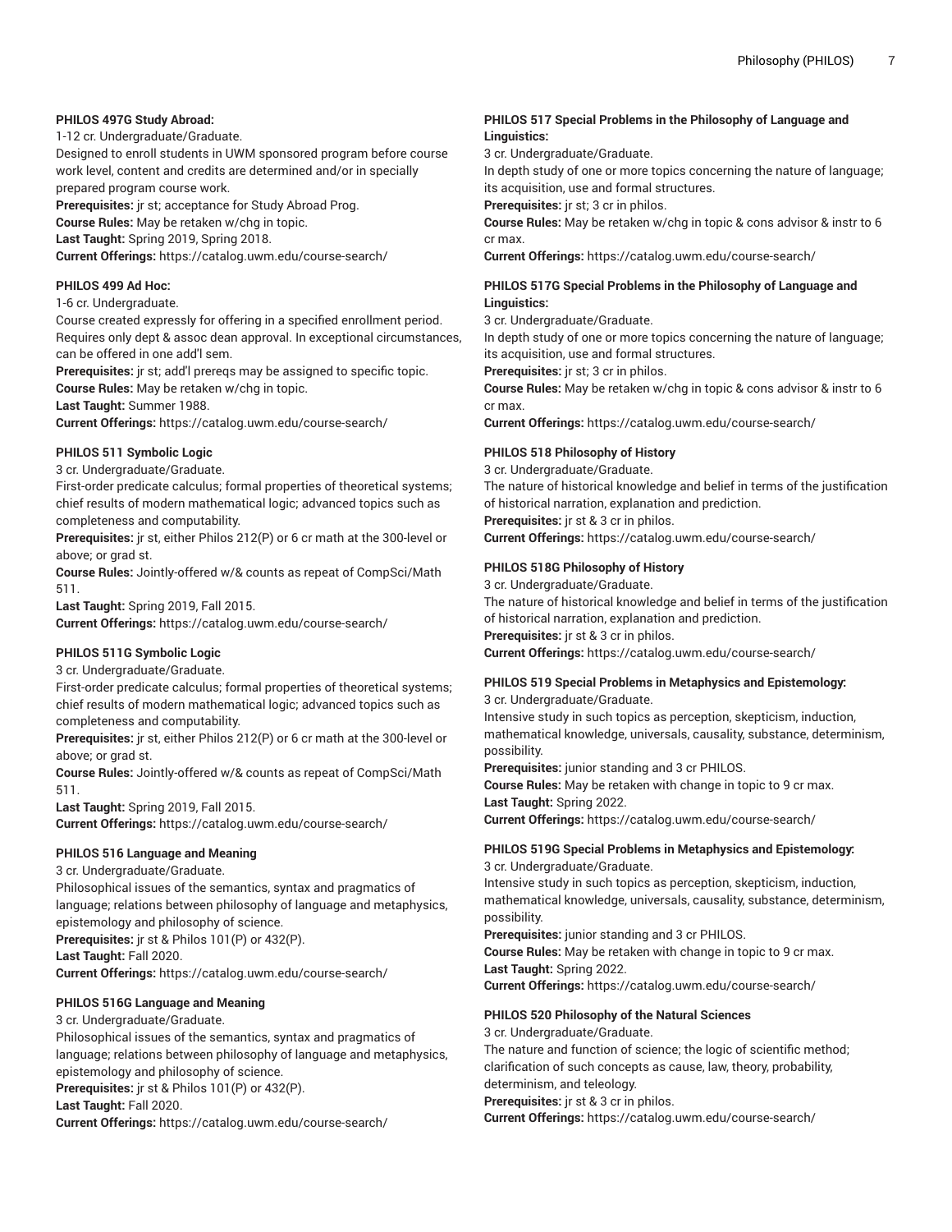**PHILOS 497G Study Abroad:**

1-12 cr. Undergraduate/Graduate.

Designed to enroll students in UWM sponsored program before course work level, content and credits are determined and/or in specially prepared program course work.

**Prerequisites:** jr st; acceptance for Study Abroad Prog.

**Course Rules:** May be retaken w/chg in topic.

**Last Taught:** Spring 2019, Spring 2018.

**Current Offerings:** https://catalog.uwm.edu/course-search/

**PHILOS 499 Ad Hoc:**

1-6 cr. Undergraduate.

Course created expressly for offering in a specified enrollment period. Requires only dept & assoc dean approval. In exceptional circumstances, can be offered in one add'l sem.

**Prerequisites:** jr st; add'l prereqs may be assigned to specific topic.

**Course Rules:** May be retaken w/chg in topic.

**Last Taught:** Summer 1988.

**Current Offerings:** https://catalog.uwm.edu/course-search/

**PHILOS 511 Symbolic Logic**

3 cr. Undergraduate/Graduate.

First-order predicate calculus; formal properties of theoretical systems; chief results of modern mathematical logic; advanced topics such as completeness and computability.

**Prerequisites:** jr st, either Philos 212(P) or 6 cr math at the 300-level or above; or grad st.

**Course Rules:** Jointly-offered w/& counts as repeat of CompSci/Math 511.

**Last Taught:** Spring 2019, Fall 2015.

**Current Offerings:** https://catalog.uwm.edu/course-search/

**PHILOS 511G Symbolic Logic**

3 cr. Undergraduate/Graduate.

First-order predicate calculus; formal properties of theoretical systems; chief results of modern mathematical logic; advanced topics such as completeness and computability.

**Prerequisites:** jr st, either Philos 212(P) or 6 cr math at the 300-level or above; or grad st.

**Course Rules:** Jointly-offered w/& counts as repeat of CompSci/Math 511.

**Last Taught:** Spring 2019, Fall 2015.

**Current Offerings:** https://catalog.uwm.edu/course-search/

**PHILOS 516 Language and Meaning**

3 cr. Undergraduate/Graduate.

Philosophical issues of the semantics, syntax and pragmatics of language; relations between philosophy of language and metaphysics, epistemology and philosophy of science.

**Prerequisites:** jr st & Philos 101(P) or 432(P).

**Last Taught:** Fall 2020.

**Current Offerings:** https://catalog.uwm.edu/course-search/

**PHILOS 516G Language and Meaning**

3 cr. Undergraduate/Graduate.

Philosophical issues of the semantics, syntax and pragmatics of language; relations between philosophy of language and metaphysics, epistemology and philosophy of science.

**Prerequisites:** jr st & Philos 101(P) or 432(P).

**Last Taught:** Fall 2020.

**Current Offerings:** https://catalog.uwm.edu/course-search/

**PHILOS 517 Special Problems in the Philosophy of Language and Linguistics:**

3 cr. Undergraduate/Graduate.

In depth study of one or more topics concerning the nature of language; its acquisition, use and formal structures.

**Prerequisites:** jr st; 3 cr in philos.

**Course Rules:** May be retaken w/chg in topic & cons advisor & instr to 6 cr max.

**Current Offerings:** https://catalog.uwm.edu/course-search/

**PHILOS 517G Special Problems in the Philosophy of Language and Linguistics:**

3 cr. Undergraduate/Graduate.

In depth study of one or more topics concerning the nature of language; its acquisition, use and formal structures.

**Prerequisites:** jr st; 3 cr in philos.

**Course Rules:** May be retaken w/chg in topic & cons advisor & instr to 6 cr max.

**Current Offerings:** https://catalog.uwm.edu/course-search/

**PHILOS 518 Philosophy of History**

3 cr. Undergraduate/Graduate.

The nature of historical knowledge and belief in terms of the justification of historical narration, explanation and prediction.

**Prerequisites:** jr st & 3 cr in philos.

**Current Offerings:** https://catalog.uwm.edu/course-search/

**PHILOS 518G Philosophy of History**

3 cr. Undergraduate/Graduate.

The nature of historical knowledge and belief in terms of the justification of historical narration, explanation and prediction.

**Prerequisites:** jr st & 3 cr in philos.

**Current Offerings:** https://catalog.uwm.edu/course-search/

**PHILOS 519 Special Problems in Metaphysics and Epistemology:**

3 cr. Undergraduate/Graduate.

Intensive study in such topics as perception, skepticism, induction, mathematical knowledge, universals, causality, substance, determinism, possibility.

**Prerequisites:** junior standing and 3 cr PHILOS.

**Course Rules:** May be retaken with change in topic to 9 cr max.

**Last Taught:** Spring 2022.

**Current Offerings:** https://catalog.uwm.edu/course-search/

**PHILOS 519G Special Problems in Metaphysics and Epistemology:**

3 cr. Undergraduate/Graduate.

Intensive study in such topics as perception, skepticism, induction, mathematical knowledge, universals, causality, substance, determinism, possibility.

**Prerequisites:** junior standing and 3 cr PHILOS.

**Course Rules:** May be retaken with change in topic to 9 cr max.

**Last Taught:** Spring 2022.

**Current Offerings:** https://catalog.uwm.edu/course-search/

**PHILOS 520 Philosophy of the Natural Sciences**

3 cr. Undergraduate/Graduate.

The nature and function of science; the logic of scientific method; clarification of such concepts as cause, law, theory, probability, determinism, and teleology.

**Prerequisites:** jr st & 3 cr in philos.

**Current Offerings:** https://catalog.uwm.edu/course-search/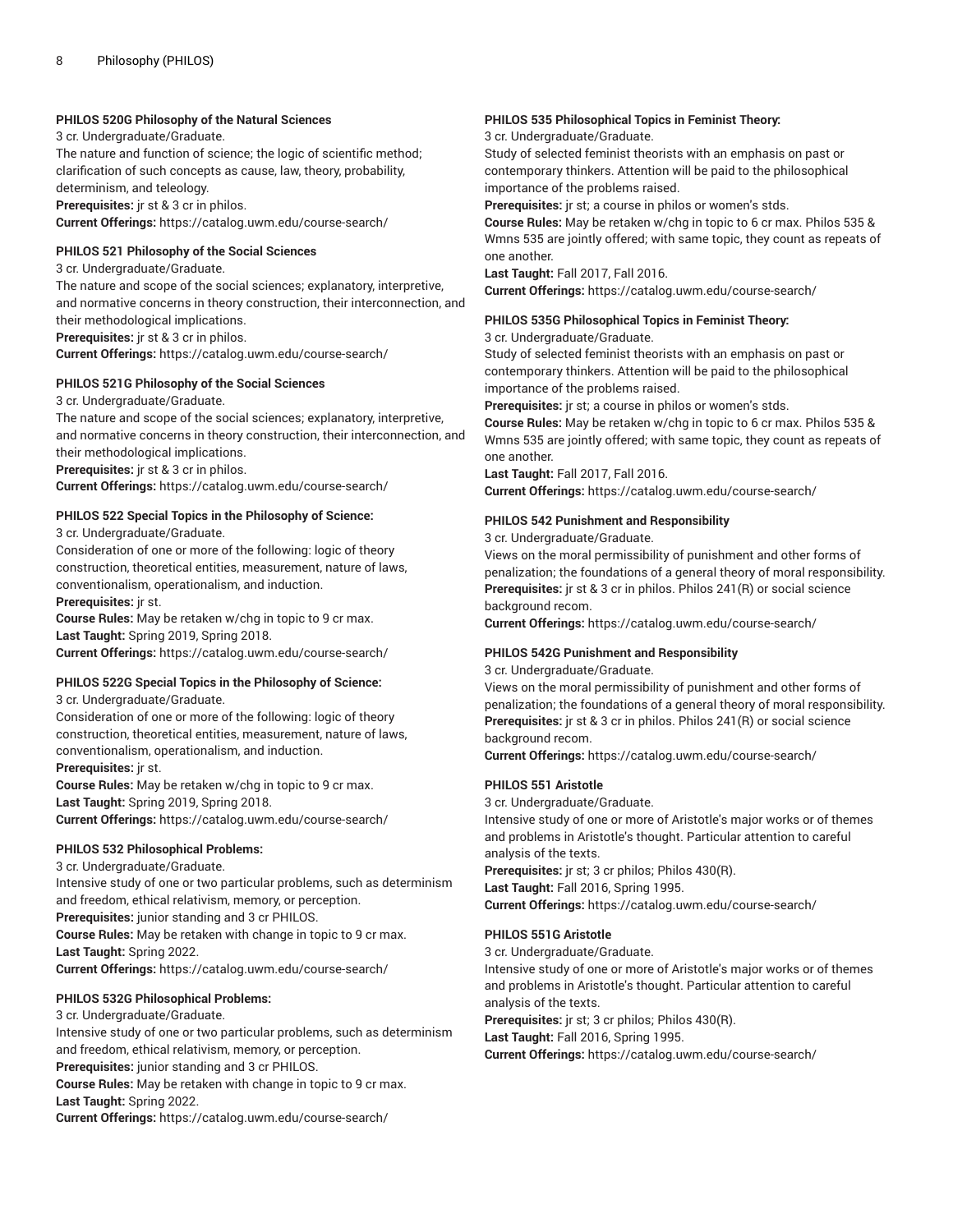#### PHILOS 520G Philosophy of the Natural Sciences

3 cr. Undergraduate/Graduate.

The nature and function of science; the logic of scientific method; clarification of such concepts as cause, law, theory, probability, determinism, and teleology.

**Prerequisites:** jr st & 3 cr in philos.

**Current Offerings:** https://catalog.uwm.edu/course-search/

#### PHILOS 521 Philosophy of the Social Sciences

3 cr. Undergraduate/Graduate.

The nature and scope of the social sciences; explanatory, interpretive, and normative concerns in theory construction, their interconnection, and their methodological implications.

**Prerequisites:** jr st & 3 cr in philos.

**Current Offerings:** https://catalog.uwm.edu/course-search/

#### PHILOS 521G Philosophy of the Social Sciences

3 cr. Undergraduate/Graduate.

The nature and scope of the social sciences; explanatory, interpretive, and normative concerns in theory construction, their interconnection, and their methodological implications.

**Prerequisites:** jr st & 3 cr in philos.

**Current Offerings:** https://catalog.uwm.edu/course-search/

#### PHILOS 522 Special Topics in the Philosophy of Science:

3 cr. Undergraduate/Graduate.

Consideration of one or more of the following: logic of theory construction, theoretical entities, measurement, nature of laws, conventionalism, operationalism, and induction.

**Prerequisites:** jr st.

**Course Rules:** May be retaken w/chg in topic to 9 cr max.

**Last Taught:** Spring 2019, Spring 2018.

**Current Offerings:** https://catalog.uwm.edu/course-search/

#### PHILOS 522G Special Topics in the Philosophy of Science:

3 cr. Undergraduate/Graduate.

Consideration of one or more of the following: logic of theory construction, theoretical entities, measurement, nature of laws, conventionalism, operationalism, and induction.

**Prerequisites:** jr st.

**Course Rules:** May be retaken w/chg in topic to 9 cr max.

**Last Taught:** Spring 2019, Spring 2018.

**Current Offerings:** https://catalog.uwm.edu/course-search/

#### PHILOS 532 Philosophical Problems:

3 cr. Undergraduate/Graduate.

Intensive study of one or two particular problems, such as determinism and freedom, ethical relativism, memory, or perception.

**Prerequisites:** junior standing and 3 cr PHILOS.

**Course Rules:** May be retaken with change in topic to 9 cr max.

**Last Taught:** Spring 2022.

**Current Offerings:** https://catalog.uwm.edu/course-search/

#### PHILOS 532G Philosophical Problems:

3 cr. Undergraduate/Graduate.

Intensive study of one or two particular problems, such as determinism and freedom, ethical relativism, memory, or perception.

**Prerequisites:** junior standing and 3 cr PHILOS.

**Course Rules:** May be retaken with change in topic to 9 cr max.

**Last Taught:** Spring 2022.

**Current Offerings:** https://catalog.uwm.edu/course-search/

#### PHILOS 535 Philosophical Topics in Feminist Theory:

3 cr. Undergraduate/Graduate.

Study of selected feminist theorists with an emphasis on past or contemporary thinkers. Attention will be paid to the philosophical importance of the problems raised.

**Prerequisites:** jr st; a course in philos or women's stds.

**Course Rules:** May be retaken w/chg in topic to 6 cr max. Philos 535 & Wmns 535 are jointly offered; with same topic, they count as repeats of one another.

**Last Taught:** Fall 2017, Fall 2016.

**Current Offerings:** https://catalog.uwm.edu/course-search/

#### PHILOS 535G Philosophical Topics in Feminist Theory:

3 cr. Undergraduate/Graduate.

Study of selected feminist theorists with an emphasis on past or contemporary thinkers. Attention will be paid to the philosophical importance of the problems raised.

**Prerequisites:** jr st; a course in philos or women's stds.

**Course Rules:** May be retaken w/chg in topic to 6 cr max. Philos 535 & Wmns 535 are jointly offered; with same topic, they count as repeats of one another.

**Last Taught:** Fall 2017, Fall 2016.

**Current Offerings:** https://catalog.uwm.edu/course-search/

#### PHILOS 542 Punishment and Responsibility

3 cr. Undergraduate/Graduate.

Views on the moral permissibility of punishment and other forms of penalization; the foundations of a general theory of moral responsibility.

**Prerequisites:** jr st & 3 cr in philos. Philos 241(R) or social science background recom.

**Current Offerings:** https://catalog.uwm.edu/course-search/

#### PHILOS 542G Punishment and Responsibility

3 cr. Undergraduate/Graduate.

Views on the moral permissibility of punishment and other forms of penalization; the foundations of a general theory of moral responsibility.

**Prerequisites:** jr st & 3 cr in philos. Philos 241(R) or social science background recom.

**Current Offerings:** https://catalog.uwm.edu/course-search/

#### PHILOS 551 Aristotle

3 cr. Undergraduate/Graduate.

Intensive study of one or more of Aristotle's major works or of themes and problems in Aristotle's thought. Particular attention to careful analysis of the texts.

**Prerequisites:** jr st; 3 cr philos; Philos 430(R).

**Last Taught:** Fall 2016, Spring 1995.

**Current Offerings:** https://catalog.uwm.edu/course-search/

#### PHILOS 551G Aristotle

3 cr. Undergraduate/Graduate.

Intensive study of one or more of Aristotle's major works or of themes and problems in Aristotle's thought. Particular attention to careful analysis of the texts.

**Prerequisites:** jr st; 3 cr philos; Philos 430(R).

**Last Taught:** Fall 2016, Spring 1995.

**Current Offerings:** https://catalog.uwm.edu/course-search/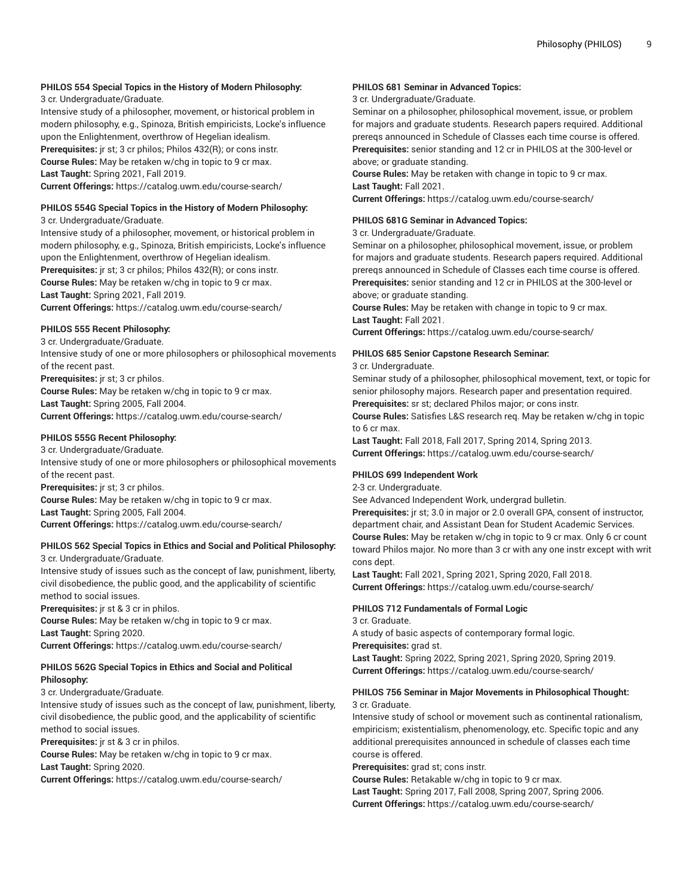**PHILOS 554 Special Topics in the History of Modern Philosophy:**

3 cr. Undergraduate/Graduate.

Intensive study of a philosopher, movement, or historical problem in modern philosophy, e.g., Spinoza, British empiricists, Locke's influence upon the Enlightenment, overthrow of Hegelian idealism.

**Prerequisites:** jr st; 3 cr philos; Philos 432(R); or cons instr.

**Course Rules:** May be retaken w/chg in topic to 9 cr max.

**Last Taught:** Spring 2021, Fall 2019.

**Current Offerings:** https://catalog.uwm.edu/course-search/

**PHILOS 554G Special Topics in the History of Modern Philosophy:**

3 cr. Undergraduate/Graduate.

Intensive study of a philosopher, movement, or historical problem in modern philosophy, e.g., Spinoza, British empiricists, Locke's influence upon the Enlightenment, overthrow of Hegelian idealism.

**Prerequisites:** jr st; 3 cr philos; Philos 432(R); or cons instr.

**Course Rules:** May be retaken w/chg in topic to 9 cr max.

**Last Taught:** Spring 2021, Fall 2019.

**Current Offerings:** https://catalog.uwm.edu/course-search/

**PHILOS 555 Recent Philosophy:**

3 cr. Undergraduate/Graduate.

Intensive study of one or more philosophers or philosophical movements of the recent past.

**Prerequisites:** jr st; 3 cr philos.

**Course Rules:** May be retaken w/chg in topic to 9 cr max.

**Last Taught:** Spring 2005, Fall 2004.

**Current Offerings:** https://catalog.uwm.edu/course-search/

**PHILOS 555G Recent Philosophy:**

3 cr. Undergraduate/Graduate.

Intensive study of one or more philosophers or philosophical movements of the recent past.

**Prerequisites:** jr st; 3 cr philos.

**Course Rules:** May be retaken w/chg in topic to 9 cr max.

**Last Taught:** Spring 2005, Fall 2004.

**Current Offerings:** https://catalog.uwm.edu/course-search/

**PHILOS 562 Special Topics in Ethics and Social and Political Philosophy:**

3 cr. Undergraduate/Graduate.

Intensive study of issues such as the concept of law, punishment, liberty, civil disobedience, the public good, and the applicability of scientific method to social issues.

**Prerequisites:** jr st & 3 cr in philos.

**Course Rules:** May be retaken w/chg in topic to 9 cr max.

**Last Taught:** Spring 2020.

**Current Offerings:** https://catalog.uwm.edu/course-search/

**PHILOS 562G Special Topics in Ethics and Social and Political Philosophy:**

3 cr. Undergraduate/Graduate.

Intensive study of issues such as the concept of law, punishment, liberty, civil disobedience, the public good, and the applicability of scientific method to social issues.

**Prerequisites:** jr st & 3 cr in philos.

**Course Rules:** May be retaken w/chg in topic to 9 cr max.

**Last Taught:** Spring 2020.

**Current Offerings:** https://catalog.uwm.edu/course-search/

**PHILOS 681 Seminar in Advanced Topics:**

3 cr. Undergraduate/Graduate.

Seminar on a philosopher, philosophical movement, issue, or problem for majors and graduate students. Research papers required. Additional prereqs announced in Schedule of Classes each time course is offered.

**Prerequisites:** senior standing and 12 cr in PHILOS at the 300-level or above; or graduate standing.

**Course Rules:** May be retaken with change in topic to 9 cr max.

**Last Taught:** Fall 2021.

**Current Offerings:** https://catalog.uwm.edu/course-search/

**PHILOS 681G Seminar in Advanced Topics:**

3 cr. Undergraduate/Graduate.

Seminar on a philosopher, philosophical movement, issue, or problem for majors and graduate students. Research papers required. Additional prereqs announced in Schedule of Classes each time course is offered.

**Prerequisites:** senior standing and 12 cr in PHILOS at the 300-level or above; or graduate standing.

**Course Rules:** May be retaken with change in topic to 9 cr max.

**Last Taught:** Fall 2021.

**Current Offerings:** https://catalog.uwm.edu/course-search/

**PHILOS 685 Senior Capstone Research Seminar:**

3 cr. Undergraduate.

Seminar study of a philosopher, philosophical movement, text, or topic for senior philosophy majors. Research paper and presentation required.

**Prerequisites:** sr st; declared Philos major; or cons instr.

**Course Rules:** Satisfies L&S research req. May be retaken w/chg in topic to 6 cr max.

**Last Taught:** Fall 2018, Fall 2017, Spring 2014, Spring 2013.

**Current Offerings:** https://catalog.uwm.edu/course-search/

**PHILOS 699 Independent Work**

2-3 cr. Undergraduate.

See Advanced Independent Work, undergrad bulletin.

**Prerequisites:** jr st; 3.0 in major or 2.0 overall GPA, consent of instructor, department chair, and Assistant Dean for Student Academic Services.

**Course Rules:** May be retaken w/chg in topic to 9 cr max. Only 6 cr count toward Philos major. No more than 3 cr with any one instr except with writ cons dept.

**Last Taught:** Fall 2021, Spring 2021, Spring 2020, Fall 2018.

**Current Offerings:** https://catalog.uwm.edu/course-search/

**PHILOS 712 Fundamentals of Formal Logic**

3 cr. Graduate.

A study of basic aspects of contemporary formal logic.

**Prerequisites:** grad st.

**Last Taught:** Spring 2022, Spring 2021, Spring 2020, Spring 2019.

**Current Offerings:** https://catalog.uwm.edu/course-search/

**PHILOS 756 Seminar in Major Movements in Philosophical Thought:**

3 cr. Graduate.

Intensive study of school or movement such as continental rationalism, empiricism; existentialism, phenomenology, etc. Specific topic and any additional prerequisites announced in schedule of classes each time course is offered.

**Prerequisites:** grad st; cons instr.

**Course Rules:** Retakable w/chg in topic to 9 cr max.

**Last Taught:** Spring 2017, Fall 2008, Spring 2007, Spring 2006.

**Current Offerings:** https://catalog.uwm.edu/course-search/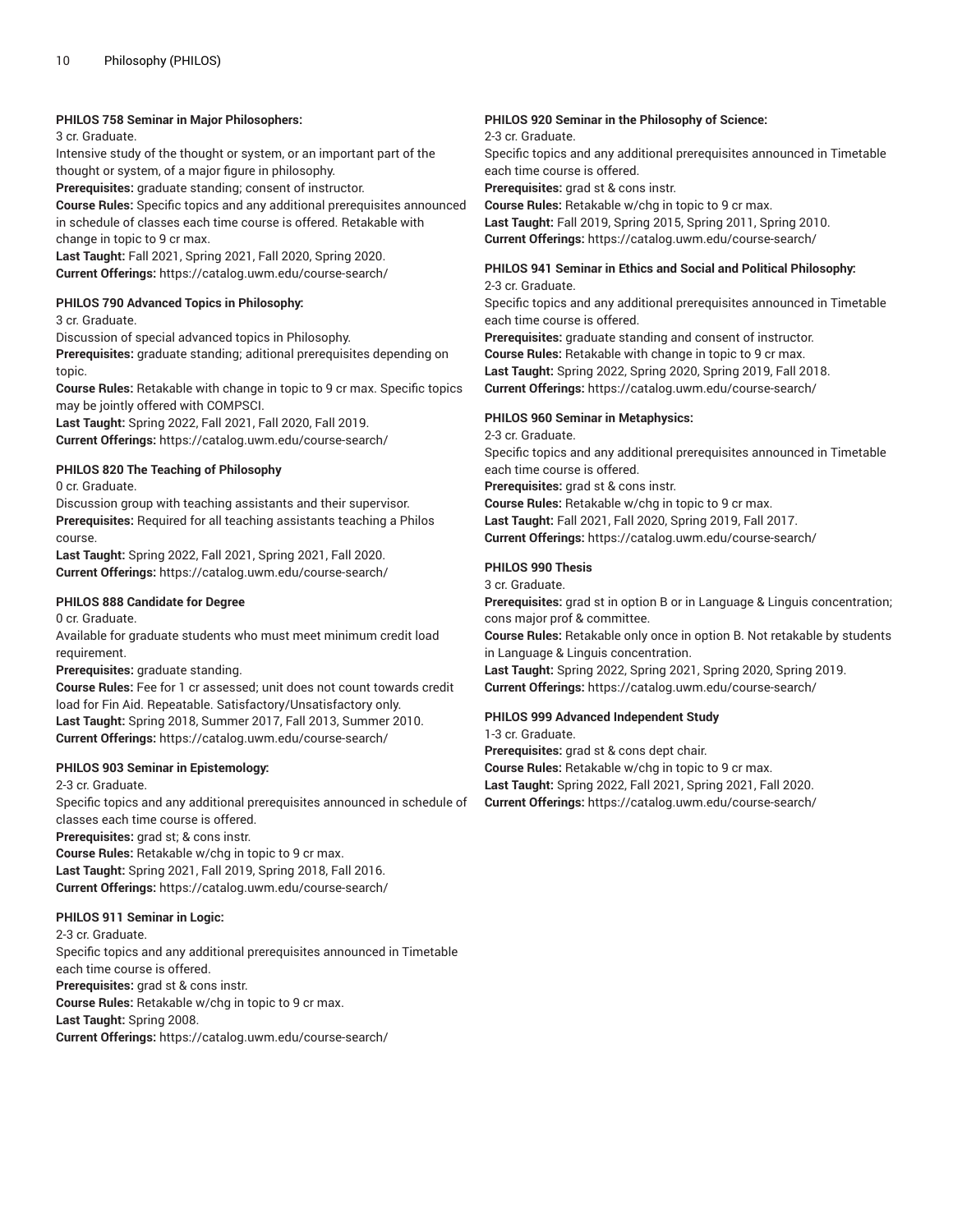**PHILOS 758 Seminar in Major Philosophers:**

3 cr. Graduate.

Intensive study of the thought or system, or an important part of the thought or system, of a major figure in philosophy.

**Prerequisites:** graduate standing; consent of instructor.

**Course Rules:** Specific topics and any additional prerequisites announced in schedule of classes each time course is offered. Retakable with change in topic to 9 cr max.

**Last Taught:** Fall 2021, Spring 2021, Fall 2020, Spring 2020.

**Current Offerings:** https://catalog.uwm.edu/course-search/

**PHILOS 790 Advanced Topics in Philosophy:**

3 cr. Graduate.

Discussion of special advanced topics in Philosophy.

**Prerequisites:** graduate standing; aditional prerequisites depending on topic.

**Course Rules:** Retakable with change in topic to 9 cr max. Specific topics may be jointly offered with COMPSCI.

**Last Taught:** Spring 2022, Fall 2021, Fall 2020, Fall 2019.

**Current Offerings:** https://catalog.uwm.edu/course-search/

**PHILOS 820 The Teaching of Philosophy**

0 cr. Graduate.

Discussion group with teaching assistants and their supervisor.

**Prerequisites:** Required for all teaching assistants teaching a Philos course.

**Last Taught:** Spring 2022, Fall 2021, Spring 2021, Fall 2020.

**Current Offerings:** https://catalog.uwm.edu/course-search/

**PHILOS 888 Candidate for Degree**

0 cr. Graduate.

Available for graduate students who must meet minimum credit load requirement.

**Prerequisites:** graduate standing.

**Course Rules:** Fee for 1 cr assessed; unit does not count towards credit load for Fin Aid. Repeatable. Satisfactory/Unsatisfactory only.

**Last Taught:** Spring 2018, Summer 2017, Fall 2013, Summer 2010.

**Current Offerings:** https://catalog.uwm.edu/course-search/

**PHILOS 903 Seminar in Epistemology:**

2-3 cr. Graduate.

Specific topics and any additional prerequisites announced in schedule of classes each time course is offered.

**Prerequisites:** grad st; & cons instr.

**Course Rules:** Retakable w/chg in topic to 9 cr max.

**Last Taught:** Spring 2021, Fall 2019, Spring 2018, Fall 2016.

**Current Offerings:** https://catalog.uwm.edu/course-search/

**PHILOS 911 Seminar in Logic:**

2-3 cr. Graduate.

Specific topics and any additional prerequisites announced in Timetable each time course is offered.

**Prerequisites:** grad st & cons instr.

**Course Rules:** Retakable w/chg in topic to 9 cr max.

**Last Taught:** Spring 2008.

**Current Offerings:** https://catalog.uwm.edu/course-search/

**PHILOS 920 Seminar in the Philosophy of Science:**

2-3 cr. Graduate.

Specific topics and any additional prerequisites announced in Timetable each time course is offered.

**Prerequisites:** grad st & cons instr.

**Course Rules:** Retakable w/chg in topic to 9 cr max.

**Last Taught:** Fall 2019, Spring 2015, Spring 2011, Spring 2010.

**Current Offerings:** https://catalog.uwm.edu/course-search/

**PHILOS 941 Seminar in Ethics and Social and Political Philosophy:**

2-3 cr. Graduate.

Specific topics and any additional prerequisites announced in Timetable each time course is offered.

**Prerequisites:** graduate standing and consent of instructor.

**Course Rules:** Retakable with change in topic to 9 cr max.

**Last Taught:** Spring 2022, Spring 2020, Spring 2019, Fall 2018.

**Current Offerings:** https://catalog.uwm.edu/course-search/

**PHILOS 960 Seminar in Metaphysics:**

2-3 cr. Graduate.

Specific topics and any additional prerequisites announced in Timetable each time course is offered.

**Prerequisites:** grad st & cons instr.

**Course Rules:** Retakable w/chg in topic to 9 cr max.

**Last Taught:** Fall 2021, Fall 2020, Spring 2019, Fall 2017.

**Current Offerings:** https://catalog.uwm.edu/course-search/

**PHILOS 990 Thesis**

3 cr. Graduate.

**Prerequisites:** grad st in option B or in Language & Linguis concentration; cons major prof & committee.

**Course Rules:** Retakable only once in option B. Not retakable by students in Language & Linguis concentration.

**Last Taught:** Spring 2022, Spring 2021, Spring 2020, Spring 2019.

**Current Offerings:** https://catalog.uwm.edu/course-search/

**PHILOS 999 Advanced Independent Study**

1-3 cr. Graduate.

**Prerequisites:** grad st & cons dept chair.

**Course Rules:** Retakable w/chg in topic to 9 cr max.

**Last Taught:** Spring 2022, Fall 2021, Spring 2021, Fall 2020.

**Current Offerings:** https://catalog.uwm.edu/course-search/